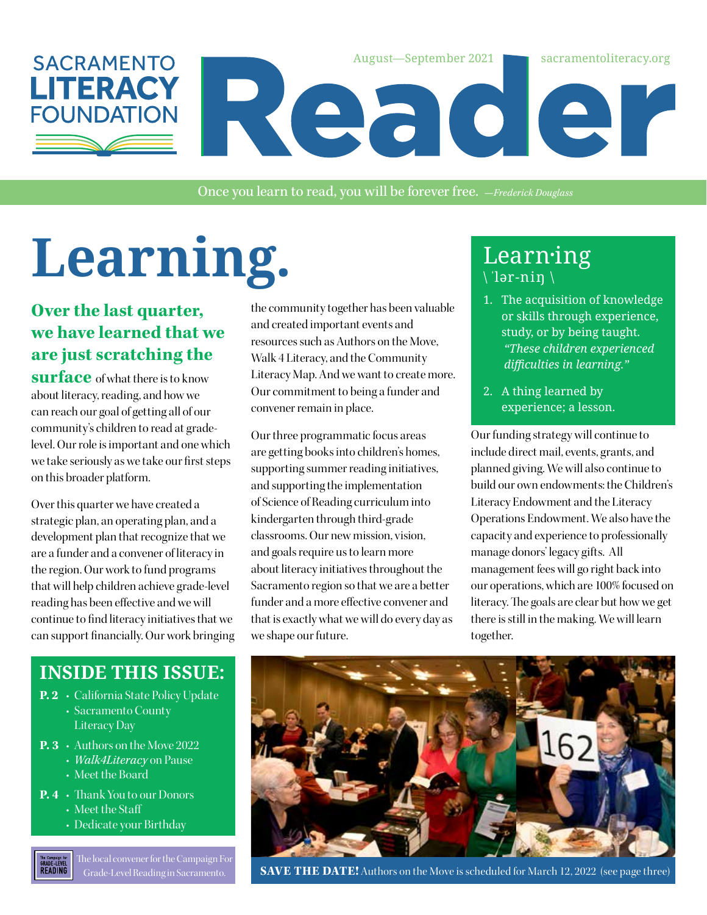# SACRAMENTO LITERACY FOUNDATION Reader

August—September 2021 sacramentoliteracy.org

Once you learn to read, you will be forever free. *—Frederick Douglass*

# Learning.

**Over the last quarter, we have learned that we are just scratching the surface** of what there is to know about literacy, reading, and how we can reach our goal of getting all of our community's children to read at grade-level. Our role is important and one which we take seriously as we take our first steps on this broader platform.

Over this quarter we have created a strategic plan, an operating plan, and a development plan that recognize that we are a funder and a convener of literacy in the region. Our work to fund programs that will help children achieve grade-level reading has been effective and we will continue to find literacy initiatives that we can support financially. Our work bringing the community together has been valuable and created important events and resources such as Authors on the Move, Walk 4 Literacy, and the Community Literacy Map. And we want to create more. Our commitment to being a funder and convener remain in place.

Our three programmatic focus areas are getting books into children's homes, supporting summer reading initiatives, and supporting the implementation of Science of Reading curriculum into kindergarten through third-grade classrooms. Our new mission, vision, and goals require us to learn more about literacy initiatives throughout the Sacramento region so that we are a better funder and a more effective convener and that is exactly what we will do every day as we shape our future.

## Learn·ing
\ ˈlər-niŋ \

1. The acquisition of knowledge or skills through experience, study, or by being taught. *"These children experienced difficulties in learning."*
2. A thing learned by experience; a lesson.

Our funding strategy will continue to include direct mail, events, grants, and planned giving. We will also continue to build our own endowments: the Children's Literacy Endowment and the Literacy Operations Endowment. We also have the capacity and experience to professionally manage donors' legacy gifts. All management fees will go right back into our operations, which are 100% focused on literacy. The goals are clear but how we get there is still in the making. We will learn together.

## INSIDE THIS ISSUE:

- **P. 2**
  - California State Policy Update
  - Sacramento County Literacy Day
- **P. 3**
  - Authors on the Move 2022
  - *Walk4Literacy* on Pause
  - Meet the Board
- **P. 4**
  - Thank You to our Donors
  - Meet the Staff
  - Dedicate your Birthday

The local convener for the Campaign For Grade-Level Reading in Sacramento.

**SAVE THE DATE!** Authors on the Move is scheduled for March 12, 2022 (see page three)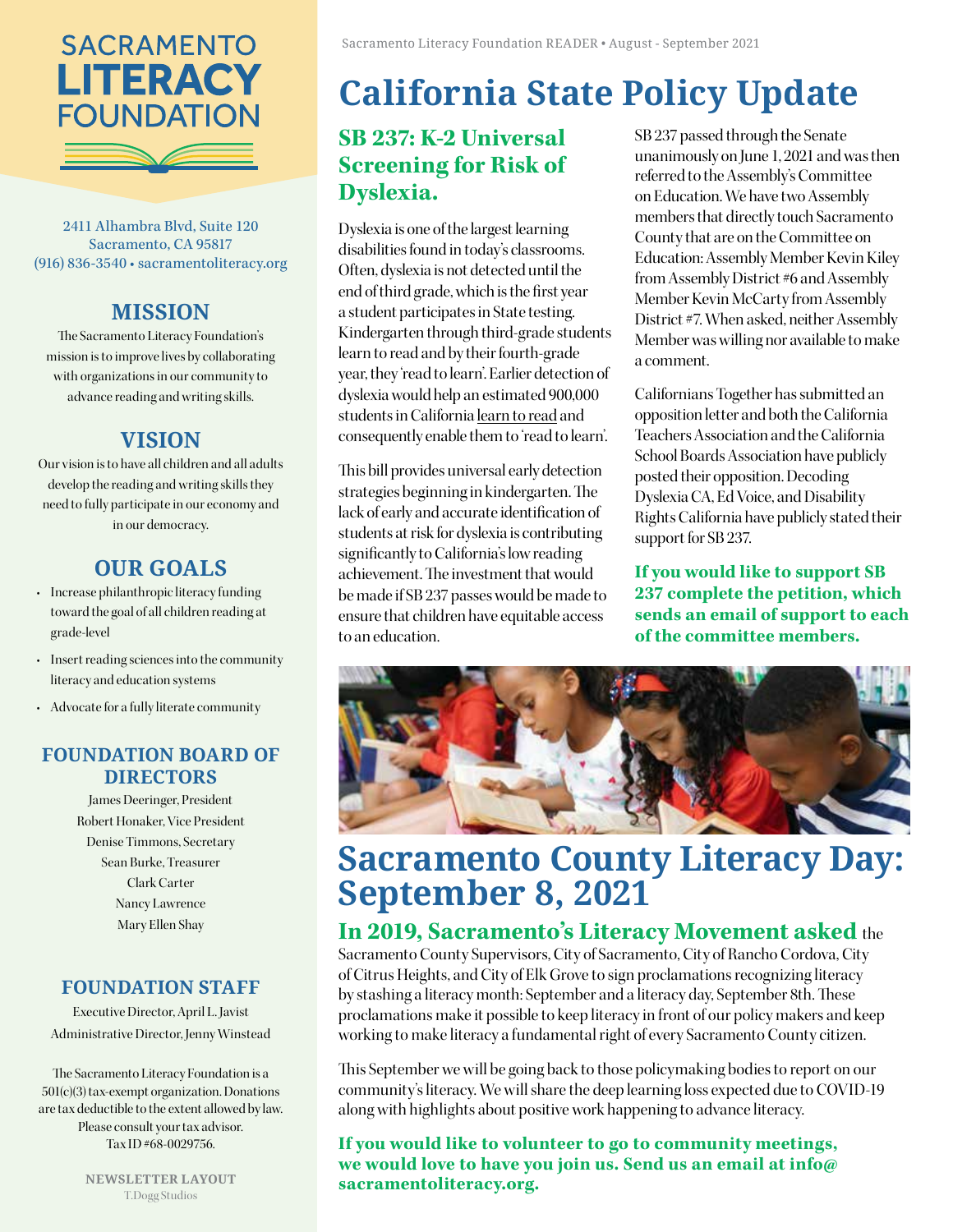# California State Policy Update

## SB 237: K-2 Universal Screening for Risk of Dyslexia.

Dyslexia is one of the largest learning disabilities found in today's classrooms. Often, dyslexia is not detected until the end of third grade, which is the first year a student participates in State testing. Kindergarten through third-grade students learn to read and by their fourth-grade year, they 'read to learn'. Earlier detection of dyslexia would help an estimated 900,000 students in California learn to read and consequently enable them to 'read to learn'.

This bill provides universal early detection strategies beginning in kindergarten. The lack of early and accurate identification of students at risk for dyslexia is contributing significantly to California's low reading achievement. The investment that would be made if SB 237 passes would be made to ensure that children have equitable access to an education.

SB 237 passed through the Senate unanimously on June 1, 2021 and was then referred to the Assembly's Committee on Education. We have two Assembly members that directly touch Sacramento County that are on the Committee on Education: Assembly Member Kevin Kiley from Assembly District #6 and Assembly Member Kevin McCarty from Assembly District #7. When asked, neither Assembly Member was willing nor available to make a comment.

Californians Together has submitted an opposition letter and both the California Teachers Association and the California School Boards Association have publicly posted their opposition. Decoding Dyslexia CA, Ed Voice, and Disability Rights California have publicly stated their support for SB 237.

**If you would like to support SB 237 complete the petition, which sends an email of support to each of the committee members.**

# Sacramento County Literacy Day: September 8, 2021

**In 2019, Sacramento's Literacy Movement asked** the Sacramento County Supervisors, City of Sacramento, City of Rancho Cordova, City of Citrus Heights, and City of Elk Grove to sign proclamations recognizing literacy by stashing a literacy month: September and a literacy day, September 8th. These proclamations make it possible to keep literacy in front of our policy makers and keep working to make literacy a fundamental right of every Sacramento County citizen.

This September we will be going back to those policymaking bodies to report on our community's literacy. We will share the deep learning loss expected due to COVID-19 along with highlights about positive work happening to advance literacy.

**If you would like to volunteer to go to community meetings, we would love to have you join us. Send us an email at info@sacramentoliteracy.org.**

---

**SACRAMENTO LITERACY FOUNDATION**

2411 Alhambra Blvd, Suite 120
Sacramento, CA 95817
(916) 836-3540 • sacramentoliteracy.org

## MISSION

The Sacramento Literacy Foundation's mission is to improve lives by collaborating with organizations in our community to advance reading and writing skills.

## VISION

Our vision is to have all children and all adults develop the reading and writing skills they need to fully participate in our economy and in our democracy.

## OUR GOALS

- Increase philanthropic literacy funding toward the goal of all children reading at grade-level
- Insert reading sciences into the community literacy and education systems
- Advocate for a fully literate community

## FOUNDATION BOARD OF DIRECTORS

James Deeringer, President
Robert Honaker, Vice President
Denise Timmons, Secretary
Sean Burke, Treasurer
Clark Carter
Nancy Lawrence
Mary Ellen Shay

## FOUNDATION STAFF

Executive Director, April L. Javist
Administrative Director, Jenny Winstead

The Sacramento Literacy Foundation is a 501(c)(3) tax-exempt organization. Donations are tax deductible to the extent allowed by law. Please consult your tax advisor. Tax ID #68-0029756.

**NEWSLETTER LAYOUT**
T.Dogg Studios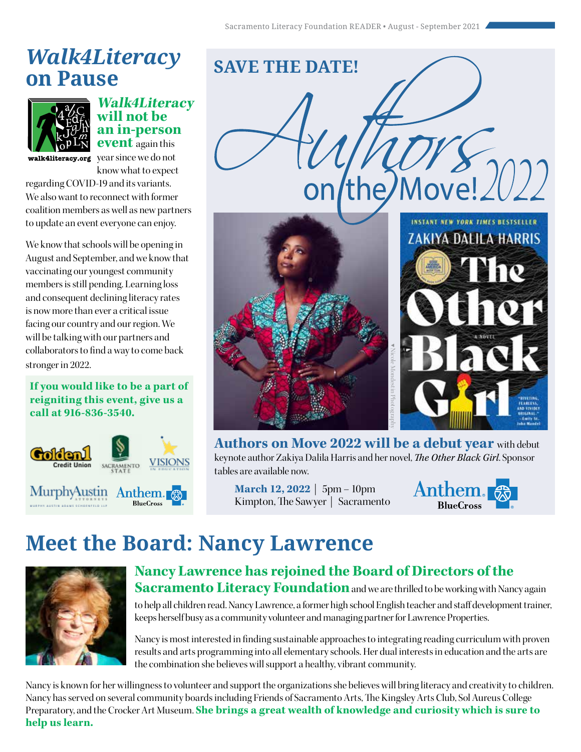# *Walk4Literacy* on Pause

walk4literacy.org

***Walk4Literacy* will not be an in-person event** again this year since we do not know what to expect regarding COVID-19 and its variants. We also want to reconnect with former coalition members as well as new partners to update an event everyone can enjoy.

We know that schools will be opening in August and September, and we know that vaccinating our youngest community members is still pending. Learning loss and consequent declining literacy rates is now more than ever a critical issue facing our country and our region. We will be talking with our partners and collaborators to find a way to come back stronger in 2022.

**If you would like to be a part of reigniting this event, give us a call at 916-836-3540.**

Golden 1 Credit Union | Sacramento State | Visions in Education | MurphyAustin Attorneys | Anthem BlueCross

## SAVE THE DATE!

# Authors on the Move! 2022

Nicole Mondestin Photography

INSTANT NEW YORK TIMES BESTSELLER — ZAKIYA DALILA HARRIS — *The Other Black Girl* — A NOVEL

**Authors on Move 2022 will be a debut year** with debut keynote author Zakiya Dalila Harris and her novel, *The Other Black Girl*. Sponsor tables are available now.

**March 12, 2022** | 5pm – 10pm
Kimpton, The Sawyer | Sacramento

Anthem BlueCross

# Meet the Board: Nancy Lawrence

**Nancy Lawrence has rejoined the Board of Directors of the Sacramento Literacy Foundation** and we are thrilled to be working with Nancy again to help all children read. Nancy Lawrence, a former high school English teacher and staff development trainer, keeps herself busy as a community volunteer and managing partner for Lawrence Properties.

Nancy is most interested in finding sustainable approaches to integrating reading curriculum with proven results and arts programming into all elementary schools. Her dual interests in education and the arts are the combination she believes will support a healthy, vibrant community.

Nancy is known for her willingness to volunteer and support the organizations she believes will bring literacy and creativity to children. Nancy has served on several community boards including Friends of Sacramento Arts, The Kingsley Arts Club, Sol Aureus College Preparatory, and the Crocker Art Museum. **She brings a great wealth of knowledge and curiosity which is sure to help us learn.**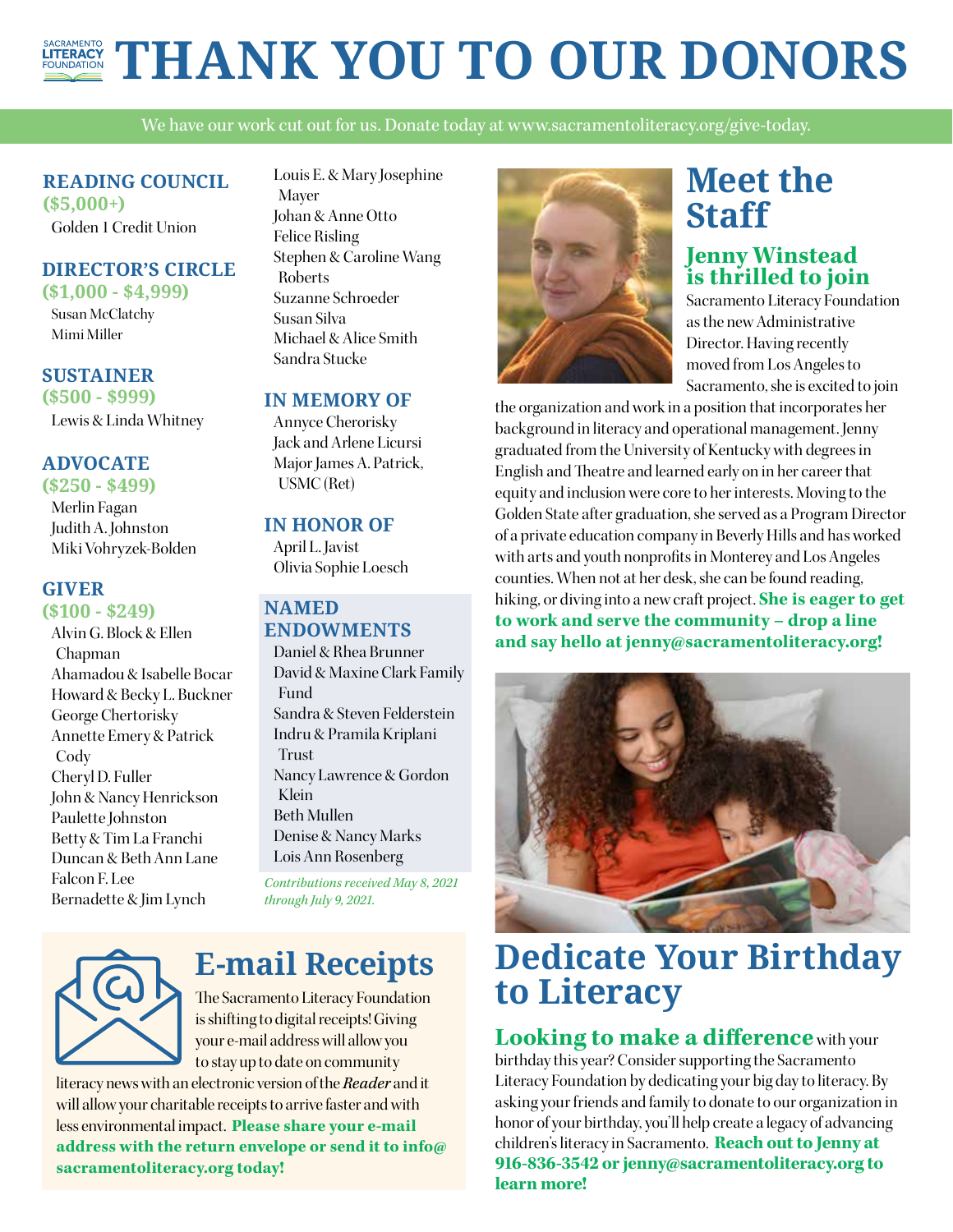# THANK YOU TO OUR DONORS

We have our work cut out for us. Donate today at www.sacramentoliteracy.org/give-today.

### READING COUNCIL
**($5,000+)**

Golden 1 Credit Union

### DIRECTOR'S CIRCLE
**($1,000 - $4,999)**

Susan McClatchy
Mimi Miller

### SUSTAINER
**($500 - $999)**

Lewis & Linda Whitney

### ADVOCATE
**($250 - $499)**

Merlin Fagan
Judith A. Johnston
Miki Vohryzek-Bolden

### GIVER
**($100 - $249)**

Alvin G. Block & Ellen Chapman
Ahamadou & Isabelle Bocar
Howard & Becky L. Buckner
George Chertorisky
Annette Emery & Patrick Cody
Cheryl D. Fuller
John & Nancy Henrickson
Paulette Johnston
Betty & Tim La Franchi
Duncan & Beth Ann Lane
Falcon F. Lee
Bernadette & Jim Lynch
Louis E. & Mary Josephine Mayer
Johan & Anne Otto
Felice Risling
Stephen & Caroline Wang Roberts
Suzanne Schroeder
Susan Silva
Michael & Alice Smith
Sandra Stucke

### IN MEMORY OF

Annyce Cherorisky
Jack and Arlene Licursi
Major James A. Patrick, USMC (Ret)

### IN HONOR OF

April L. Javist
Olivia Sophie Loesch

### NAMED ENDOWMENTS

Daniel & Rhea Brunner
David & Maxine Clark Family Fund
Sandra & Steven Felderstein
Indru & Pramila Kriplani Trust
Nancy Lawrence & Gordon Klein
Beth Mullen
Denise & Nancy Marks
Lois Ann Rosenberg

*Contributions received May 8, 2021 through July 9, 2021.*

## E-mail Receipts

The Sacramento Literacy Foundation is shifting to digital receipts! Giving your e-mail address will allow you to stay up to date on community literacy news with an electronic version of the *Reader* and it will allow your charitable receipts to arrive faster and with less environmental impact. **Please share your e-mail address with the return envelope or send it to info@sacramentoliteracy.org today!**

## Meet the Staff

### Jenny Winstead is thrilled to join

Sacramento Literacy Foundation as the new Administrative Director. Having recently moved from Los Angeles to Sacramento, she is excited to join the organization and work in a position that incorporates her background in literacy and operational management. Jenny graduated from the University of Kentucky with degrees in English and Theatre and learned early on in her career that equity and inclusion were core to her interests. Moving to the Golden State after graduation, she served as a Program Director of a private education company in Beverly Hills and has worked with arts and youth nonprofits in Monterey and Los Angeles counties. When not at her desk, she can be found reading, hiking, or diving into a new craft project. **She is eager to get to work and serve the community – drop a line and say hello at jenny@sacramentoliteracy.org!**

## Dedicate Your Birthday to Literacy

**Looking to make a difference** with your birthday this year? Consider supporting the Sacramento Literacy Foundation by dedicating your big day to literacy. By asking your friends and family to donate to our organization in honor of your birthday, you'll help create a legacy of advancing children's literacy in Sacramento. **Reach out to Jenny at 916-836-3542 or jenny@sacramentoliteracy.org to learn more!**